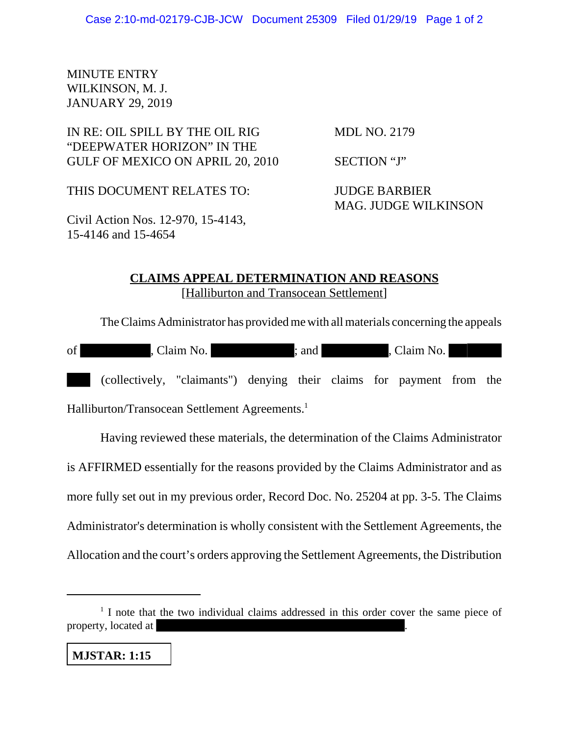MINUTE ENTRY
WILKINSON, M. J.
JANUARY 29, 2019

IN RE: OIL SPILL BY THE OIL RIG "DEEPWATER HORIZON" IN THE GULF OF MEXICO ON APRIL 20, 2010

MDL NO. 2179

SECTION "J"

THIS DOCUMENT RELATES TO:

JUDGE BARBIER
MAG. JUDGE WILKINSON

Civil Action Nos. 12-970, 15-4143, 15-4146 and 15-4654

**CLAIMS APPEAL DETERMINATION AND REASONS**
[Halliburton and Transocean Settlement]

The Claims Administrator has provided me with all materials concerning the appeals of ██████████, Claim No. ████████████; and ██████████, Claim No. ████████ (collectively, "claimants") denying their claims for payment from the Halliburton/Transocean Settlement Agreements.[1]

Having reviewed these materials, the determination of the Claims Administrator is AFFIRMED essentially for the reasons provided by the Claims Administrator and as more fully set out in my previous order, Record Doc. No. 25204 at pp. 3-5. The Claims Administrator's determination is wholly consistent with the Settlement Agreements, the Allocation and the court's orders approving the Settlement Agreements, the Distribution

---

[1] I note that the two individual claims addressed in this order cover the same piece of property, located at ████████████████████████████████████.

**MJSTAR: 1:15**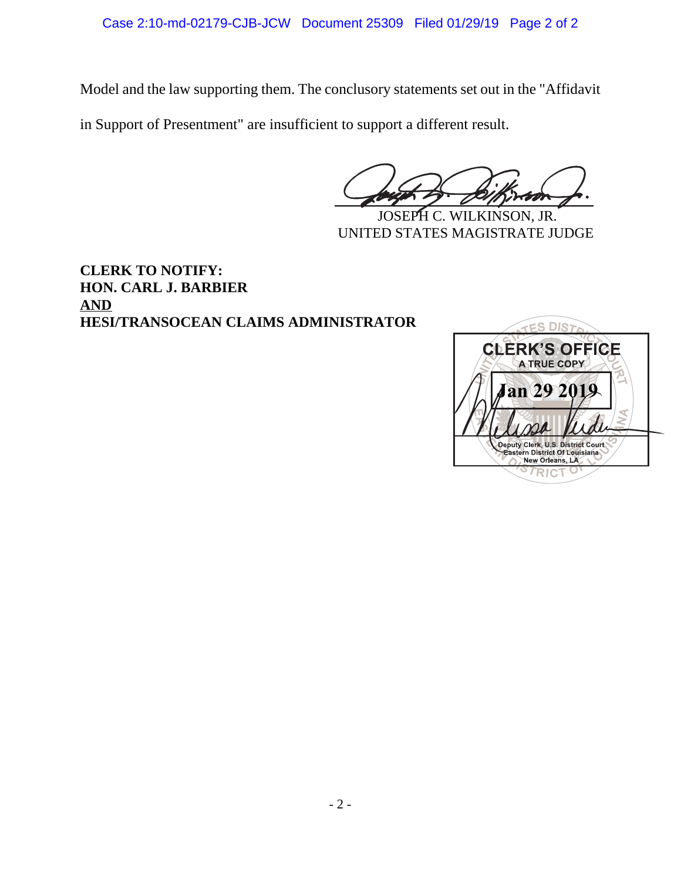Model and the law supporting them. The conclusory statements set out in the "Affidavit in Support of Presentment" are insufficient to support a different result.

JOSEPH C. WILKINSON, JR.
UNITED STATES MAGISTRATE JUDGE

**CLERK TO NOTIFY:**
**HON. CARL J. BARBIER**
**AND**
**HESI/TRANSOCEAN CLAIMS ADMINISTRATOR**

CLERK'S OFFICE
A TRUE COPY
Jan 29 2019
Deputy Clerk, U.S. District Court
Eastern District Of Louisiana
New Orleans, LA